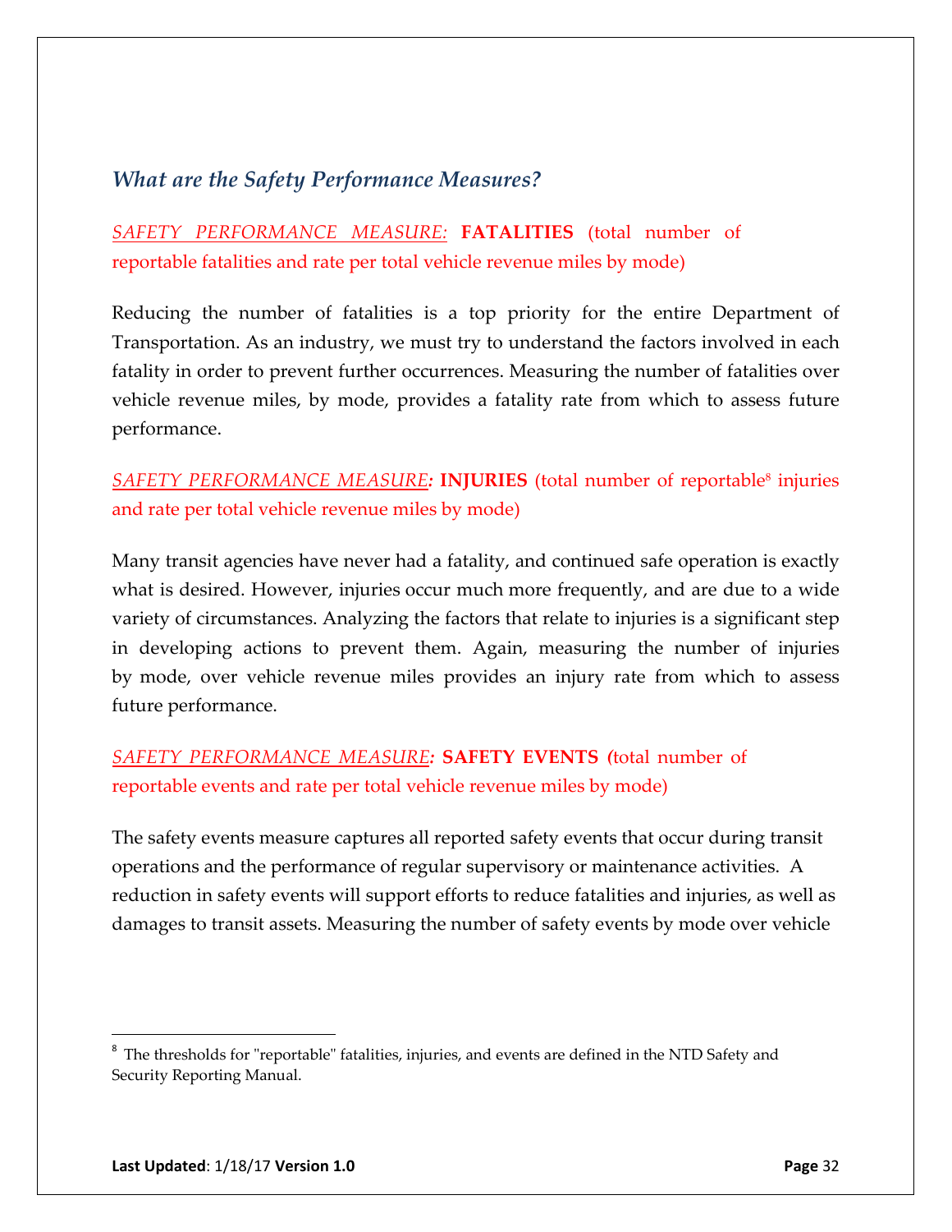### *What are the Safety Performance Measures?*

*SAFETY PERFORMANCE MEASURE:* **FATALITIES** (total number of reportable fatalities and rate per total vehicle revenue miles by mode)

Reducing the number of fatalities is a top priority for the entire Department of Transportation. As an industry, we must try to understand the factors involved in each fatality in order to prevent further occurrences. Measuring the number of fatalities over vehicle revenue miles, by mode, provides a fatality rate from which to assess future performance.

*SAFETY PERFORMANCE MEASURE:* **INJURIES** (total number of reportable[8] injuries and rate per total vehicle revenue miles by mode)

Many transit agencies have never had a fatality, and continued safe operation is exactly what is desired. However, injuries occur much more frequently, and are due to a wide variety of circumstances. Analyzing the factors that relate to injuries is a significant step in developing actions to prevent them. Again, measuring the number of injuries by mode, over vehicle revenue miles provides an injury rate from which to assess future performance.

*SAFETY PERFORMANCE MEASURE:* **SAFETY EVENTS** (total number of reportable events and rate per total vehicle revenue miles by mode)

The safety events measure captures all reported safety events that occur during transit operations and the performance of regular supervisory or maintenance activities. A reduction in safety events will support efforts to reduce fatalities and injuries, as well as damages to transit assets. Measuring the number of safety events by mode over vehicle

---

[8] The thresholds for "reportable" fatalities, injuries, and events are defined in the NTD Safety and Security Reporting Manual.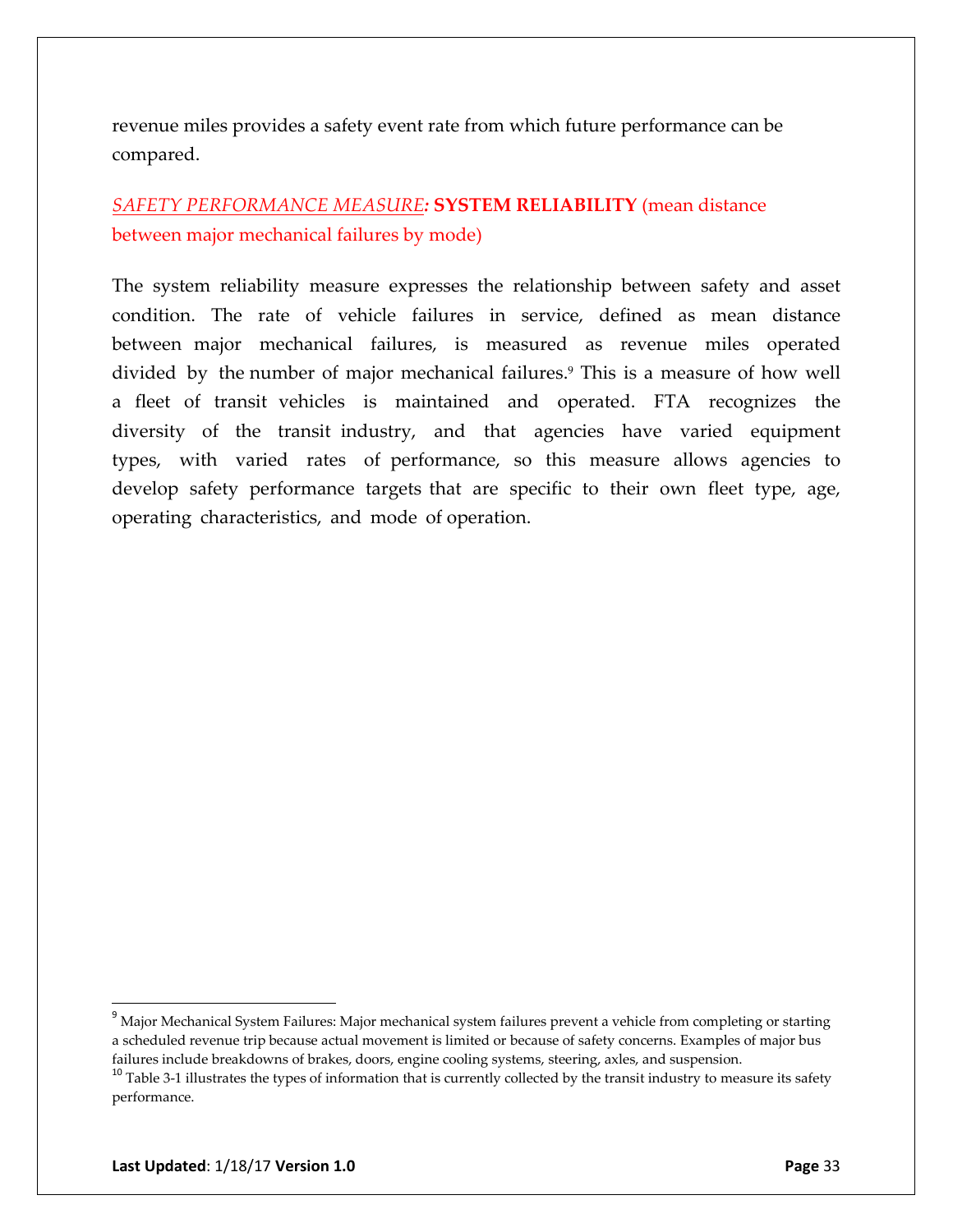revenue miles provides a safety event rate from which future performance can be compared.

### *SAFETY PERFORMANCE MEASURE*: **SYSTEM RELIABILITY** (mean distance between major mechanical failures by mode)

The system reliability measure expresses the relationship between safety and asset condition. The rate of vehicle failures in service, defined as mean distance between major mechanical failures, is measured as revenue miles operated divided by the number of major mechanical failures.[9] This is a measure of how well a fleet of transit vehicles is maintained and operated. FTA recognizes the diversity of the transit industry, and that agencies have varied equipment types, with varied rates of performance, so this measure allows agencies to develop safety performance targets that are specific to their own fleet type, age, operating characteristics, and mode of operation.

---

[9] Major Mechanical System Failures: Major mechanical system failures prevent a vehicle from completing or starting a scheduled revenue trip because actual movement is limited or because of safety concerns. Examples of major bus failures include breakdowns of brakes, doors, engine cooling systems, steering, axles, and suspension.

[10] Table 3-1 illustrates the types of information that is currently collected by the transit industry to measure its safety performance.